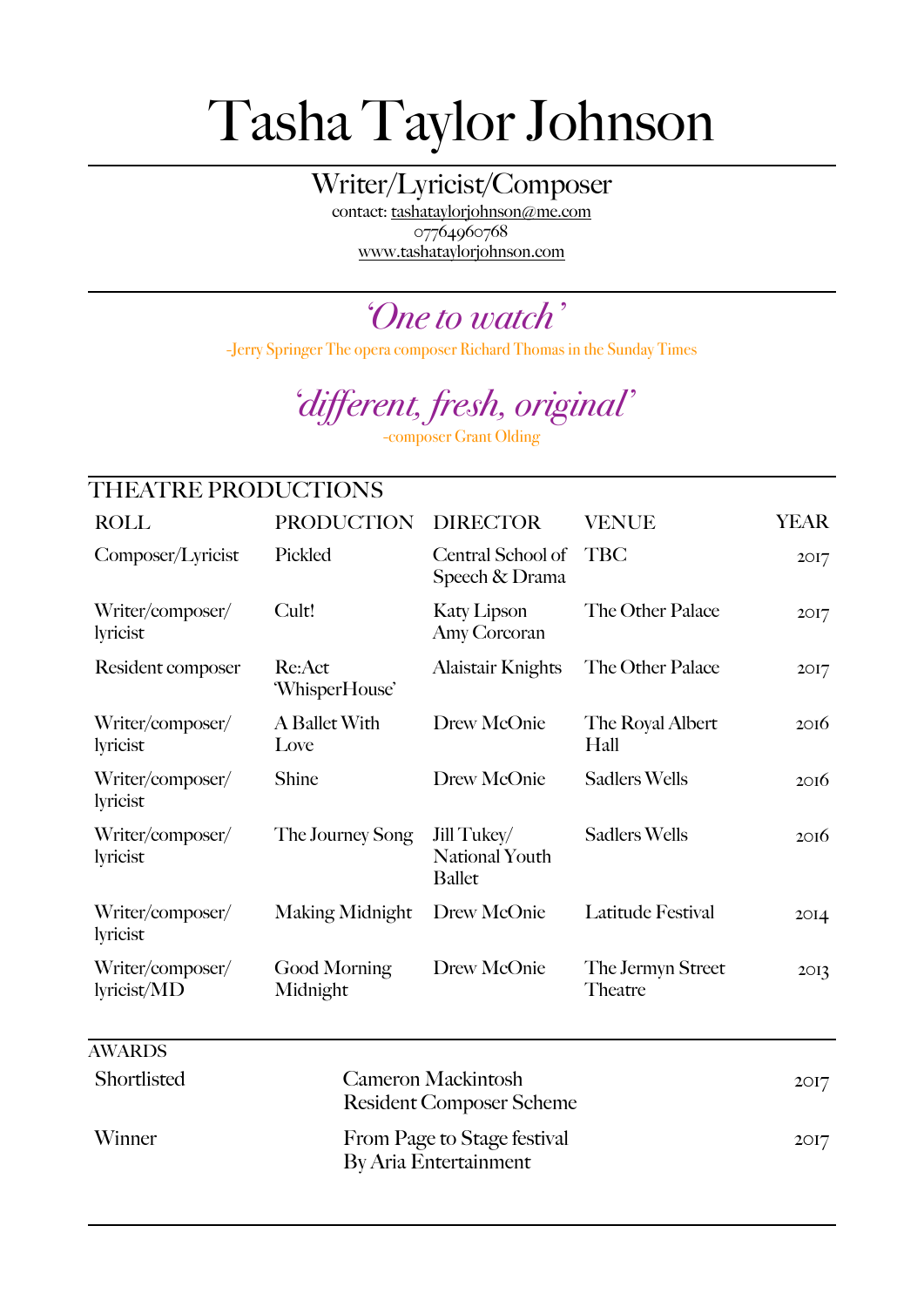# Tasha Taylor Johnson

Writer/Lyricist/Composer

contact: tashataylorjohnson@me.com
07764960768
www.tashataylorjohnson.com

*'One to watch'*

-Jerry Springer The opera composer Richard Thomas in the Sunday Times

*'different, fresh, original'*

-composer Grant Olding

## THEATRE PRODUCTIONS

| ROLL | PRODUCTION | DIRECTOR | VENUE | YEAR |
|---|---|---|---|---|
| Composer/Lyricist | Pickled | Central School of Speech & Drama | TBC | 2017 |
| Writer/composer/ lyricist | Cult! | Katy Lipson Amy Corcoran | The Other Palace | 2017 |
| Resident composer | Re:Act 'WhisperHouse' | Alaistair Knights | The Other Palace | 2017 |
| Writer/composer/ lyricist | A Ballet With Love | Drew McOnie | The Royal Albert Hall | 2016 |
| Writer/composer/ lyricist | Shine | Drew McOnie | Sadlers Wells | 2016 |
| Writer/composer/ lyricist | The Journey Song | Jill Tukey/ National Youth Ballet | Sadlers Wells | 2016 |
| Writer/composer/ lyricist | Making Midnight | Drew McOnie | Latitude Festival | 2014 |
| Writer/composer/ lyricist/MD | Good Morning Midnight | Drew McOnie | The Jermyn Street Theatre | 2013 |

## AWARDS

| | | |
|---|---|---|
| Shortlisted | Cameron Mackintosh Resident Composer Scheme | 2017 |
| Winner | From Page to Stage festival By Aria Entertainment | 2017 |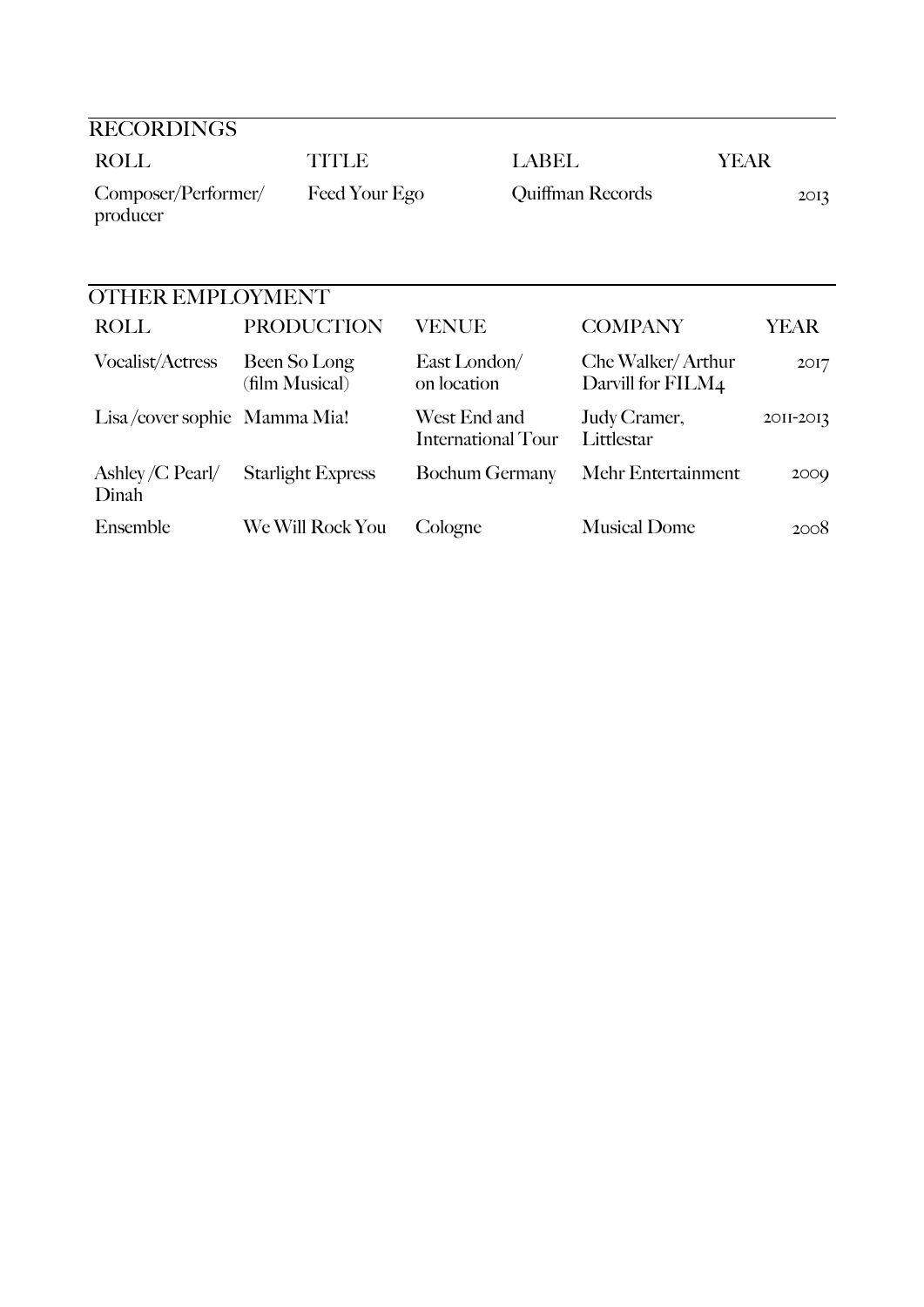## RECORDINGS

| ROLL | TITLE | LABEL | YEAR |
|---|---|---|---|
| Composer/Performer/ producer | Feed Your Ego | Quiffman Records | 2013 |

## OTHER EMPLOYMENT

| ROLL | PRODUCTION | VENUE | COMPANY | YEAR |
|---|---|---|---|---|
| Vocalist/Actress | Been So Long (film Musical) | East London/ on location | Che Walker/ Arthur Darvill for FILM4 | 2017 |
| Lisa /cover sophie | Mamma Mia! | West End and International Tour | Judy Cramer, Littlestar | 2011-2013 |
| Ashley /C Pearl/ Dinah | Starlight Express | Bochum Germany | Mehr Entertainment | 2009 |
| Ensemble | We Will Rock You | Cologne | Musical Dome | 2008 |